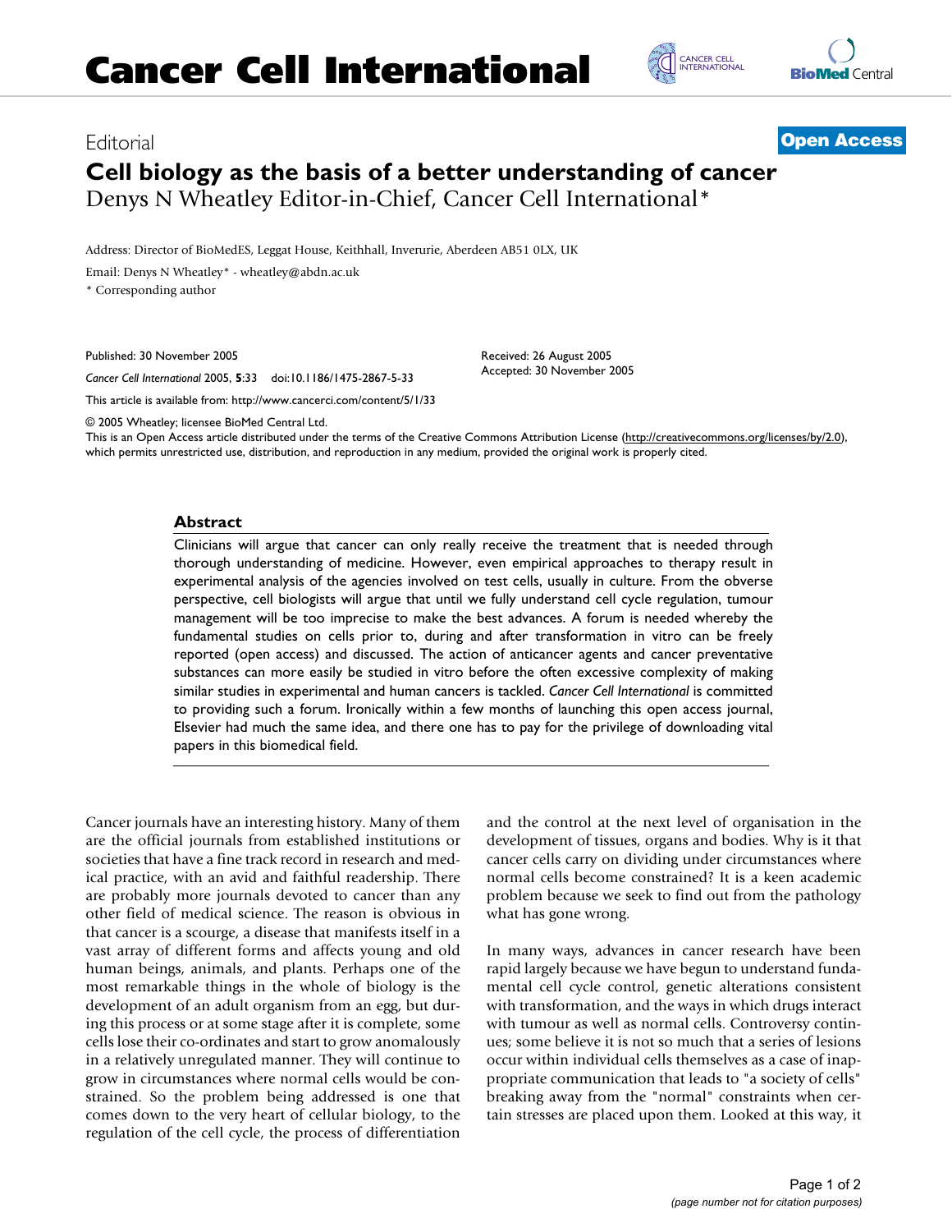# Cancer Cell International

Editorial

**Open Access**

## Cell biology as the basis of a better understanding of cancer

Denys N Wheatley Editor-in-Chief, Cancer Cell International*

Address: Director of BioMedES, Leggat House, Keithhall, Inverurie, Aberdeen AB51 0LX, UK

Email: Denys N Wheatley* - wheatley@abdn.ac.uk

\* Corresponding author

Published: 30 November 2005

*Cancer Cell International* 2005, **5**:33 doi:10.1186/1475-2867-5-33

This article is available from: http://www.cancerci.com/content/5/1/33

Received: 26 August 2005
Accepted: 30 November 2005

© 2005 Wheatley; licensee BioMed Central Ltd.
This is an Open Access article distributed under the terms of the Creative Commons Attribution License (http://creativecommons.org/licenses/by/2.0), which permits unrestricted use, distribution, and reproduction in any medium, provided the original work is properly cited.

### Abstract

Clinicians will argue that cancer can only really receive the treatment that is needed through thorough understanding of medicine. However, even empirical approaches to therapy result in experimental analysis of the agencies involved on test cells, usually in culture. From the obverse perspective, cell biologists will argue that until we fully understand cell cycle regulation, tumour management will be too imprecise to make the best advances. A forum is needed whereby the fundamental studies on cells prior to, during and after transformation in vitro can be freely reported (open access) and discussed. The action of anticancer agents and cancer preventative substances can more easily be studied in vitro before the often excessive complexity of making similar studies in experimental and human cancers is tackled. *Cancer Cell International* is committed to providing such a forum. Ironically within a few months of launching this open access journal, Elsevier had much the same idea, and there one has to pay for the privilege of downloading vital papers in this biomedical field.

Cancer journals have an interesting history. Many of them are the official journals from established institutions or societies that have a fine track record in research and medical practice, with an avid and faithful readership. There are probably more journals devoted to cancer than any other field of medical science. The reason is obvious in that cancer is a scourge, a disease that manifests itself in a vast array of different forms and affects young and old human beings, animals, and plants. Perhaps one of the most remarkable things in the whole of biology is the development of an adult organism from an egg, but during this process or at some stage after it is complete, some cells lose their co-ordinates and start to grow anomalously in a relatively unregulated manner. They will continue to grow in circumstances where normal cells would be constrained. So the problem being addressed is one that comes down to the very heart of cellular biology, to the regulation of the cell cycle, the process of differentiation and the control at the next level of organisation in the development of tissues, organs and bodies. Why is it that cancer cells carry on dividing under circumstances where normal cells become constrained? It is a keen academic problem because we seek to find out from the pathology what has gone wrong.

In many ways, advances in cancer research have been rapid largely because we have begun to understand fundamental cell cycle control, genetic alterations consistent with transformation, and the ways in which drugs interact with tumour as well as normal cells. Controversy continues; some believe it is not so much that a series of lesions occur within individual cells themselves as a case of inappropriate communication that leads to "a society of cells" breaking away from the "normal" constraints when certain stresses are placed upon them. Looked at this way, it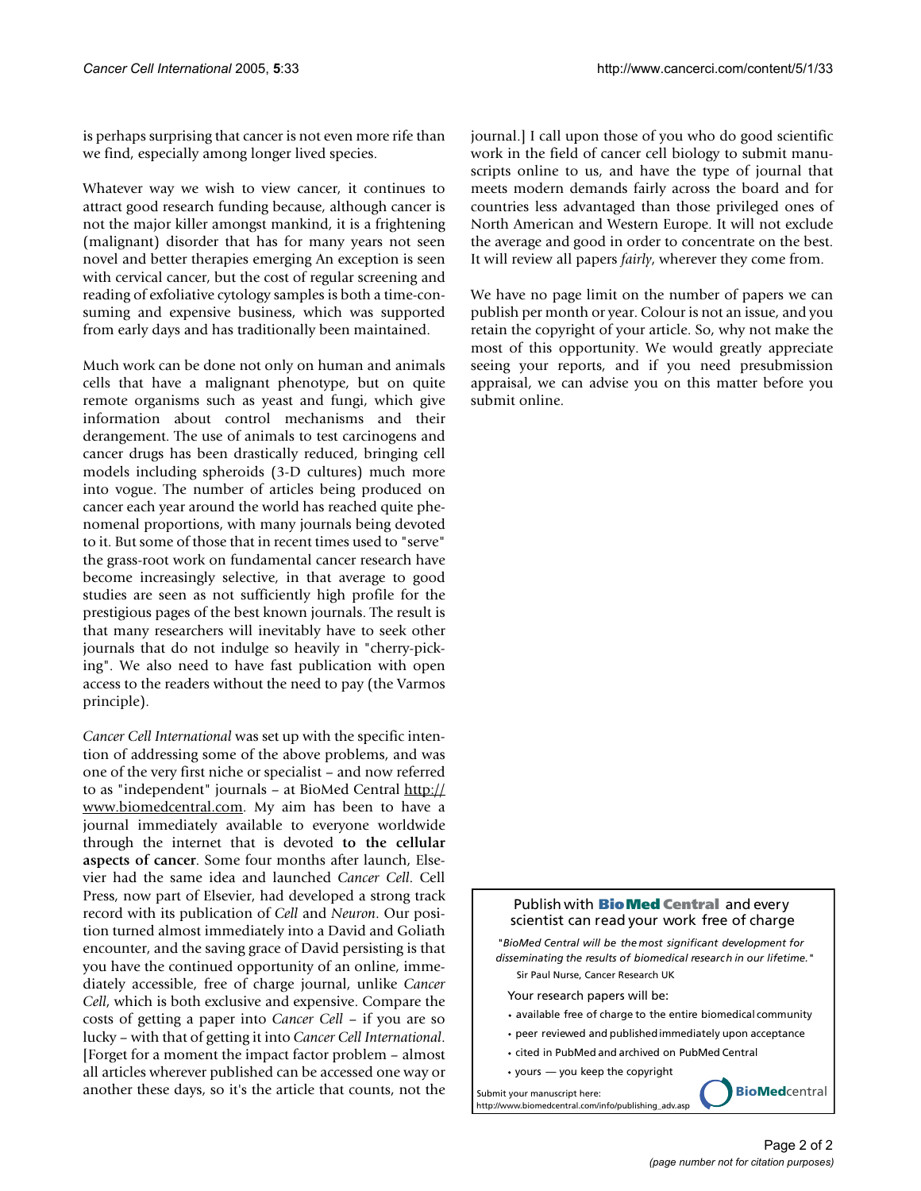is perhaps surprising that cancer is not even more rife than we find, especially among longer lived species.

Whatever way we wish to view cancer, it continues to attract good research funding because, although cancer is not the major killer amongst mankind, it is a frightening (malignant) disorder that has for many years not seen novel and better therapies emerging An exception is seen with cervical cancer, but the cost of regular screening and reading of exfoliative cytology samples is both a time-consuming and expensive business, which was supported from early days and has traditionally been maintained.

Much work can be done not only on human and animals cells that have a malignant phenotype, but on quite remote organisms such as yeast and fungi, which give information about control mechanisms and their derangement. The use of animals to test carcinogens and cancer drugs has been drastically reduced, bringing cell models including spheroids (3-D cultures) much more into vogue. The number of articles being produced on cancer each year around the world has reached quite phenomenal proportions, with many journals being devoted to it. But some of those that in recent times used to "serve" the grass-root work on fundamental cancer research have become increasingly selective, in that average to good studies are seen as not sufficiently high profile for the prestigious pages of the best known journals. The result is that many researchers will inevitably have to seek other journals that do not indulge so heavily in "cherry-picking". We also need to have fast publication with open access to the readers without the need to pay (the Varmos principle).

*Cancer Cell International* was set up with the specific intention of addressing some of the above problems, and was one of the very first niche or specialist – and now referred to as "independent" journals – at BioMed Central http://www.biomedcentral.com. My aim has been to have a journal immediately available to everyone worldwide through the internet that is devoted **to the cellular aspects of cancer**. Some four months after launch, Elsevier had the same idea and launched *Cancer Cell*. Cell Press, now part of Elsevier, had developed a strong track record with its publication of *Cell* and *Neuron*. Our position turned almost immediately into a David and Goliath encounter, and the saving grace of David persisting is that you have the continued opportunity of an online, immediately accessible, free of charge journal, unlike *Cancer Cell*, which is both exclusive and expensive. Compare the costs of getting a paper into *Cancer Cell* – if you are so lucky – with that of getting it into *Cancer Cell International*. [Forget for a moment the impact factor problem – almost all articles wherever published can be accessed one way or another these days, so it's the article that counts, not the journal.] I call upon those of you who do good scientific work in the field of cancer cell biology to submit manuscripts online to us, and have the type of journal that meets modern demands fairly across the board and for countries less advantaged than those privileged ones of North American and Western Europe. It will not exclude the average and good in order to concentrate on the best. It will review all papers *fairly*, wherever they come from.

We have no page limit on the number of papers we can publish per month or year. Colour is not an issue, and you retain the copyright of your article. So, why not make the most of this opportunity. We would greatly appreciate seeing your reports, and if you need presubmission appraisal, we can advise you on this matter before you submit online.

Publish with **BioMed Central** and every scientist can read your work free of charge

*"BioMed Central will be the most significant development for disseminating the results of biomedical research in our lifetime."*
Sir Paul Nurse, Cancer Research UK

Your research papers will be:

- available free of charge to the entire biomedical community
- peer reviewed and published immediately upon acceptance
- cited in PubMed and archived on PubMed Central
- yours — you keep the copyright

Submit your manuscript here:
http://www.biomedcentral.com/info/publishing_adv.asp

BioMedcentral